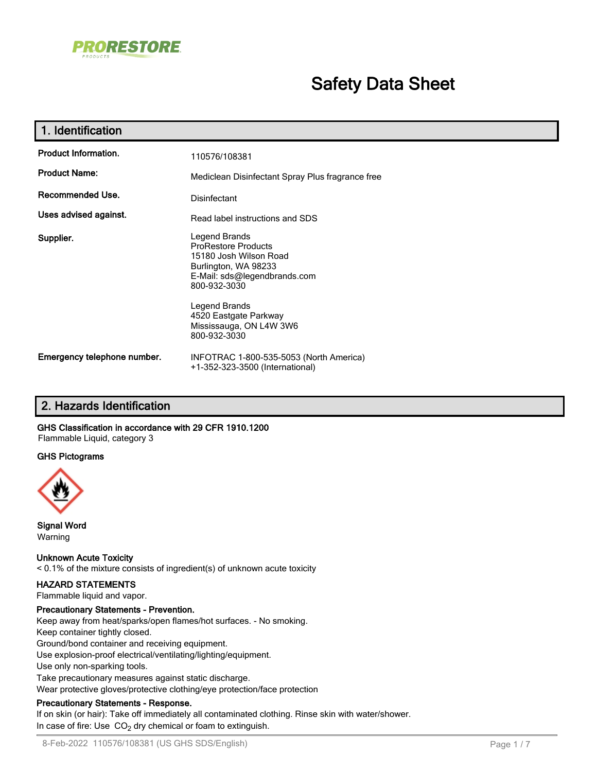PRORESTORE PRODUCTS

# Safety Data Sheet

## 1. Identification

| | |
|---|---|
| **Product Information.** | 110576/108381 |
| **Product Name:** | Mediclean Disinfectant Spray Plus fragrance free |
| **Recommended Use.** | Disinfectant |
| **Uses advised against.** | Read label instructions and SDS |
| **Supplier.** | Legend Brands<br>ProRestore Products<br>15180 Josh Wilson Road<br>Burlington, WA 98233<br>E-Mail: sds@legendbrands.com<br>800-932-3030<br><br>Legend Brands<br>4520 Eastgate Parkway<br>Mississauga, ON L4W 3W6<br>800-932-3030 |
| **Emergency telephone number.** | INFOTRAC 1-800-535-5053 (North America)<br>+1-352-323-3500 (International) |

## 2. Hazards Identification

**GHS Classification in accordance with 29 CFR 1910.1200**
Flammable Liquid, category 3

**GHS Pictograms**

**Signal Word**
Warning

**Unknown Acute Toxicity**
< 0.1% of the mixture consists of ingredient(s) of unknown acute toxicity

**HAZARD STATEMENTS**
Flammable liquid and vapor.

**Precautionary Statements - Prevention.**
Keep away from heat/sparks/open flames/hot surfaces. - No smoking.
Keep container tightly closed.
Ground/bond container and receiving equipment.
Use explosion-proof electrical/ventilating/lighting/equipment.
Use only non-sparking tools.
Take precautionary measures against static discharge.
Wear protective gloves/protective clothing/eye protection/face protection

**Precautionary Statements - Response.**
If on skin (or hair): Take off immediately all contaminated clothing. Rinse skin with water/shower.
In case of fire: Use $CO_2$ dry chemical or foam to extinguish.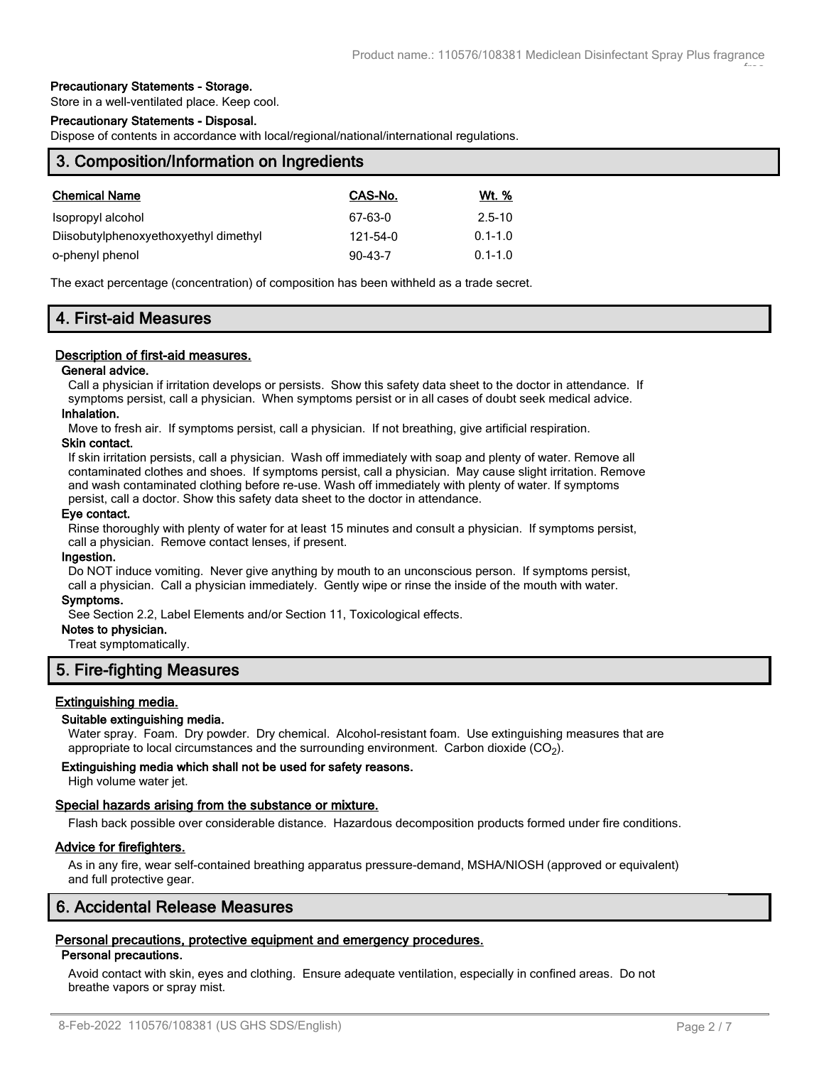**Precautionary Statements - Storage.**

Store in a well-ventilated place. Keep cool.

**Precautionary Statements - Disposal.**

Dispose of contents in accordance with local/regional/national/international regulations.

## 3. Composition/Information on Ingredients

| Chemical Name | CAS-No. | Wt. % |
|---|---|---|
| Isopropyl alcohol | 67-63-0 | 2.5-10 |
| Diisobutylphenoxyethoxyethyl dimethyl | 121-54-0 | 0.1-1.0 |
| o-phenyl phenol | 90-43-7 | 0.1-1.0 |

The exact percentage (concentration) of composition has been withheld as a trade secret.

## 4. First-aid Measures

### Description of first-aid measures.

**General advice.**

Call a physician if irritation develops or persists. Show this safety data sheet to the doctor in attendance. If symptoms persist, call a physician. When symptoms persist or in all cases of doubt seek medical advice.

**Inhalation.**

Move to fresh air. If symptoms persist, call a physician. If not breathing, give artificial respiration.

**Skin contact.**

If skin irritation persists, call a physician. Wash off immediately with soap and plenty of water. Remove all contaminated clothes and shoes. If symptoms persist, call a physician. May cause slight irritation. Remove and wash contaminated clothing before re-use. Wash off immediately with plenty of water. If symptoms persist, call a doctor. Show this safety data sheet to the doctor in attendance.

**Eye contact.**

Rinse thoroughly with plenty of water for at least 15 minutes and consult a physician. If symptoms persist, call a physician. Remove contact lenses, if present.

**Ingestion.**

Do NOT induce vomiting. Never give anything by mouth to an unconscious person. If symptoms persist, call a physician. Call a physician immediately. Gently wipe or rinse the inside of the mouth with water.

**Symptoms.**

See Section 2.2, Label Elements and/or Section 11, Toxicological effects.

**Notes to physician.**

Treat symptomatically.

## 5. Fire-fighting Measures

### Extinguishing media.

**Suitable extinguishing media.**

Water spray. Foam. Dry powder. Dry chemical. Alcohol-resistant foam. Use extinguishing measures that are appropriate to local circumstances and the surrounding environment. Carbon dioxide ($CO_2$).

**Extinguishing media which shall not be used for safety reasons.**

High volume water jet.

### Special hazards arising from the substance or mixture.

Flash back possible over considerable distance. Hazardous decomposition products formed under fire conditions.

### Advice for firefighters.

As in any fire, wear self-contained breathing apparatus pressure-demand, MSHA/NIOSH (approved or equivalent) and full protective gear.

## 6. Accidental Release Measures

### Personal precautions, protective equipment and emergency procedures.

**Personal precautions.**

Avoid contact with skin, eyes and clothing. Ensure adequate ventilation, especially in confined areas. Do not breathe vapors or spray mist.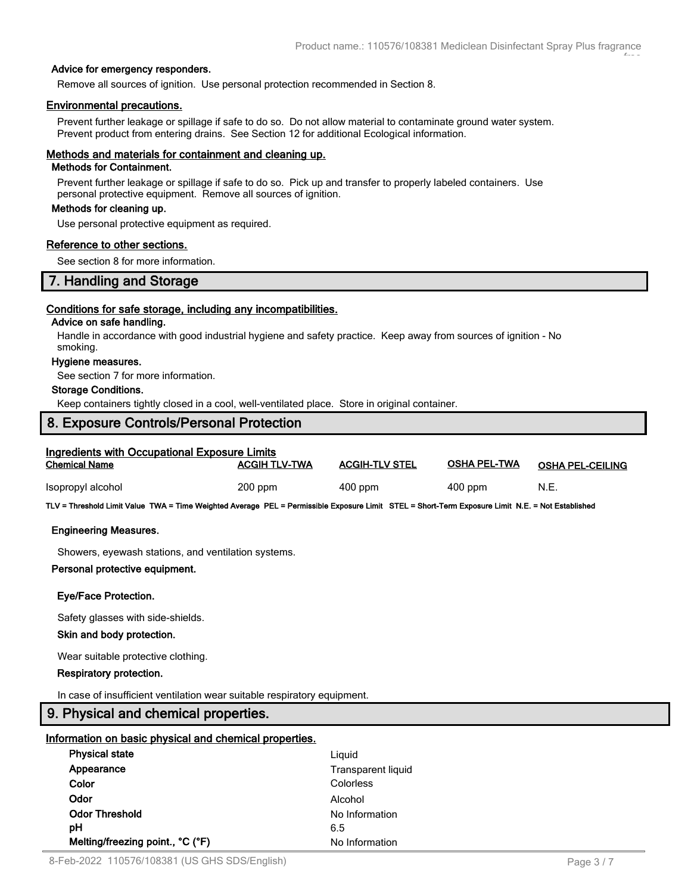#### Advice for emergency responders.

Remove all sources of ignition. Use personal protection recommended in Section 8.

### Environmental precautions.

Prevent further leakage or spillage if safe to do so. Do not allow material to contaminate ground water system. Prevent product from entering drains. See Section 12 for additional Ecological information.

### Methods and materials for containment and cleaning up.

#### Methods for Containment.

Prevent further leakage or spillage if safe to do so. Pick up and transfer to properly labeled containers. Use personal protective equipment. Remove all sources of ignition.

#### Methods for cleaning up.

Use personal protective equipment as required.

### Reference to other sections.

See section 8 for more information.

## 7. Handling and Storage

### Conditions for safe storage, including any incompatibilities.

#### Advice on safe handling.

Handle in accordance with good industrial hygiene and safety practice. Keep away from sources of ignition - No smoking.

#### Hygiene measures.

See section 7 for more information.

#### Storage Conditions.

Keep containers tightly closed in a cool, well-ventilated place. Store in original container.

## 8. Exposure Controls/Personal Protection

### Ingredients with Occupational Exposure Limits

| Chemical Name | ACGIH TLV-TWA | ACGIH-TLV STEL | OSHA PEL-TWA | OSHA PEL-CEILING |
|---|---|---|---|---|
| Isopropyl alcohol | 200 ppm | 400 ppm | 400 ppm | N.E. |

**TLV = Threshold Limit Value TWA = Time Weighted Average PEL = Permissible Exposure Limit STEL = Short-Term Exposure Limit N.E. = Not Established**

#### Engineering Measures.

Showers, eyewash stations, and ventilation systems.

#### Personal protective equipment.

**Eye/Face Protection.**

Safety glasses with side-shields.

**Skin and body protection.**

Wear suitable protective clothing.

**Respiratory protection.**

In case of insufficient ventilation wear suitable respiratory equipment.

## 9. Physical and chemical properties.

### Information on basic physical and chemical properties.

| | |
|---|---|
| **Physical state** | Liquid |
| **Appearance** | Transparent liquid |
| **Color** | Colorless |
| **Odor** | Alcohol |
| **Odor Threshold** | No Information |
| **pH** | 6.5 |
| **Melting/freezing point., °C (°F)** | No Information |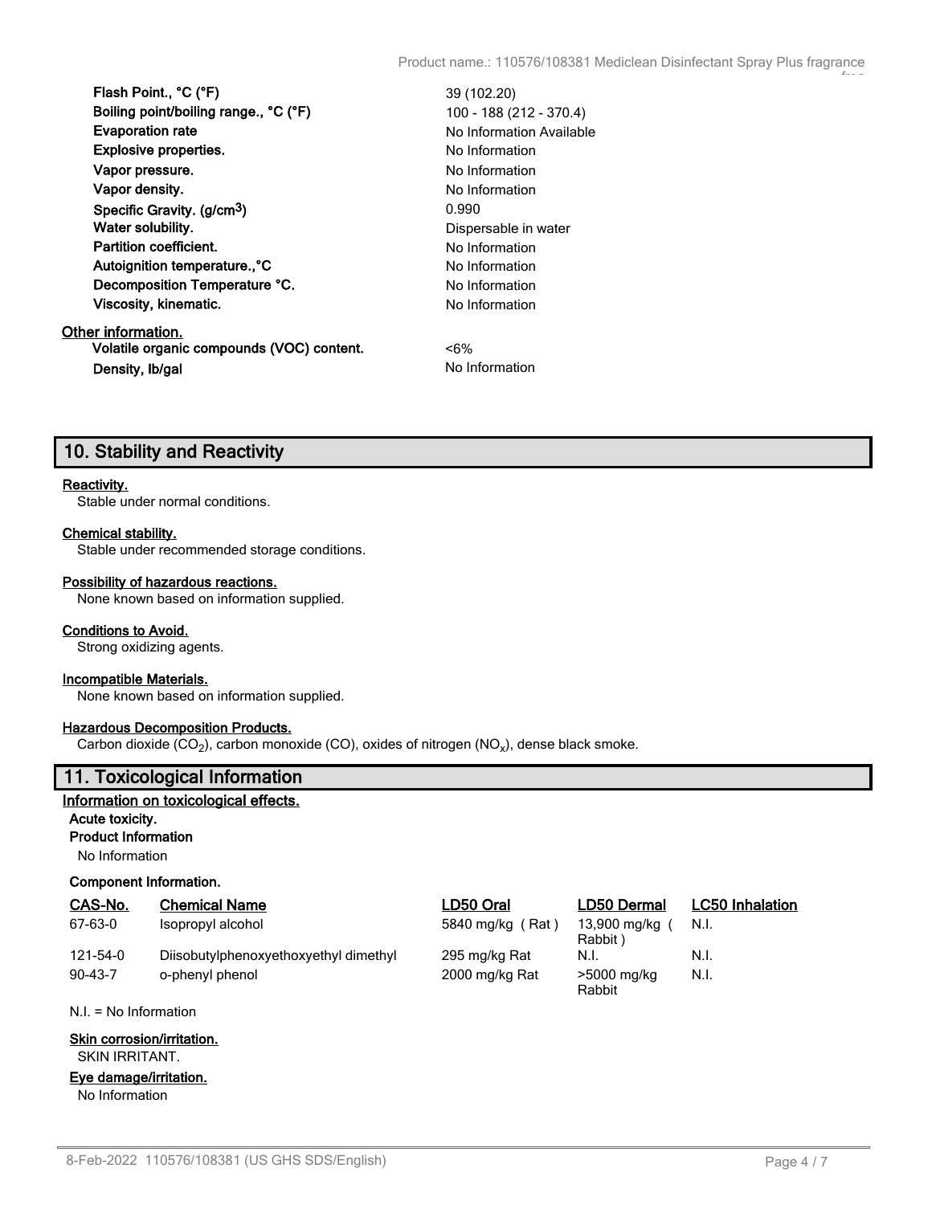| | |
|---|---|
| **Flash Point., °C (°F)** | 39 (102.20) |
| **Boiling point/boiling range., °C (°F)** | 100 - 188 (212 - 370.4) |
| **Evaporation rate** | No Information Available |
| **Explosive properties.** | No Information |
| **Vapor pressure.** | No Information |
| **Vapor density.** | No Information |
| **Specific Gravity. (g/cm$^3$)** | 0.990 |
| **Water solubility.** | Dispersable in water |
| **Partition coefficient.** | No Information |
| **Autoignition temperature.,°C** | No Information |
| **Decomposition Temperature °C.** | No Information |
| **Viscosity, kinematic.** | No Information |

**Other information.**

| | |
|---|---|
| **Volatile organic compounds (VOC) content.** | <6% |
| **Density, lb/gal** | No Information |

## 10. Stability and Reactivity

**Reactivity.**
Stable under normal conditions.

**Chemical stability.**
Stable under recommended storage conditions.

**Possibility of hazardous reactions.**
None known based on information supplied.

**Conditions to Avoid.**
Strong oxidizing agents.

**Incompatible Materials.**
None known based on information supplied.

**Hazardous Decomposition Products.**
Carbon dioxide ($CO_2$), carbon monoxide (CO), oxides of nitrogen ($NO_x$), dense black smoke.

## 11. Toxicological Information

**Information on toxicological effects.**

**Acute toxicity.**

**Product Information**

No Information

**Component Information.**

| CAS-No. | Chemical Name | LD50 Oral | LD50 Dermal | LC50 Inhalation |
|---|---|---|---|---|
| 67-63-0 | Isopropyl alcohol | 5840 mg/kg ( Rat ) | 13,900 mg/kg ( Rabbit ) | N.I. |
| 121-54-0 | Diisobutylphenoxyethoxyethyl dimethyl | 295 mg/kg Rat | N.I. | N.I. |
| 90-43-7 | o-phenyl phenol | 2000 mg/kg Rat | >5000 mg/kg Rabbit | N.I. |

N.I. = No Information

**Skin corrosion/irritation.**
SKIN IRRITANT.

**Eye damage/irritation.**
No Information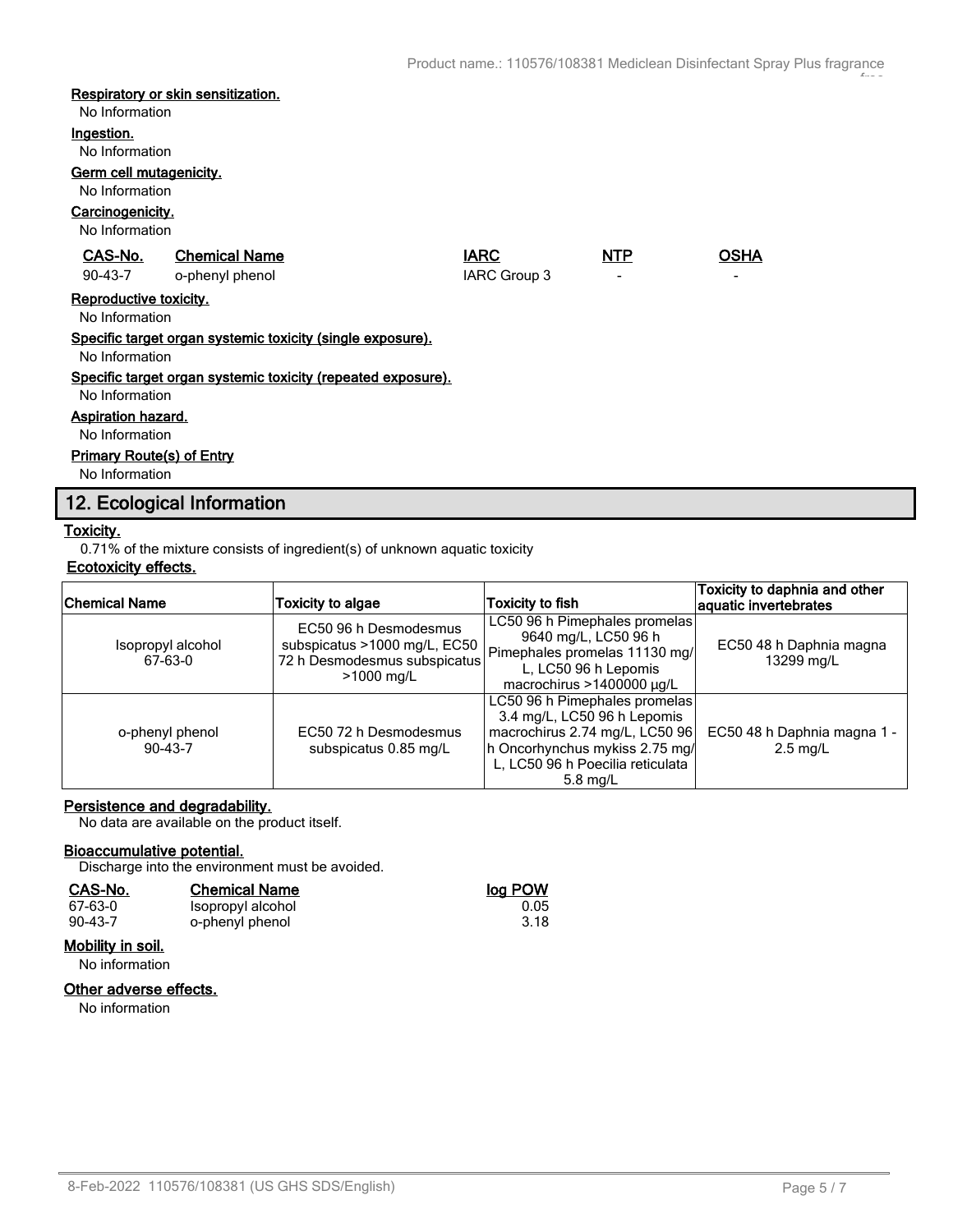**Respiratory or skin sensitization.**

No Information

**Ingestion.**

No Information

**Germ cell mutagenicity.**

No Information

**Carcinogenicity.**

No Information

| CAS-No. | Chemical Name | IARC | NTP | OSHA |
|---|---|---|---|---|
| 90-43-7 | o-phenyl phenol | IARC Group 3 | - | - |

**Reproductive toxicity.**

No Information

**Specific target organ systemic toxicity (single exposure).**

No Information

**Specific target organ systemic toxicity (repeated exposure).**

No Information

**Aspiration hazard.**

No Information

**Primary Route(s) of Entry**

No Information

## 12. Ecological Information

**Toxicity.**

0.71% of the mixture consists of ingredient(s) of unknown aquatic toxicity

**Ecotoxicity effects.**

| Chemical Name | Toxicity to algae | Toxicity to fish | Toxicity to daphnia and other aquatic invertebrates |
|---|---|---|---|
| Isopropyl alcohol 67-63-0 | EC50 96 h Desmodesmus subspicatus >1000 mg/L, EC50 72 h Desmodesmus subspicatus >1000 mg/L | LC50 96 h Pimephales promelas 9640 mg/L, LC50 96 h Pimephales promelas 11130 mg/L, LC50 96 h Lepomis macrochirus >1400000 µg/L | EC50 48 h Daphnia magna 13299 mg/L |
| o-phenyl phenol 90-43-7 | EC50 72 h Desmodesmus subspicatus 0.85 mg/L | LC50 96 h Pimephales promelas 3.4 mg/L, LC50 96 h Lepomis macrochirus 2.74 mg/L, LC50 96 h Oncorhynchus mykiss 2.75 mg/L, LC50 96 h Poecilia reticulata 5.8 mg/L | EC50 48 h Daphnia magna 1 - 2.5 mg/L |

**Persistence and degradability.**

No data are available on the product itself.

**Bioaccumulative potential.**

Discharge into the environment must be avoided.

| CAS-No. | Chemical Name | log POW |
|---|---|---|
| 67-63-0 | Isopropyl alcohol | 0.05 |
| 90-43-7 | o-phenyl phenol | 3.18 |

**Mobility in soil.**

No information

**Other adverse effects.**

No information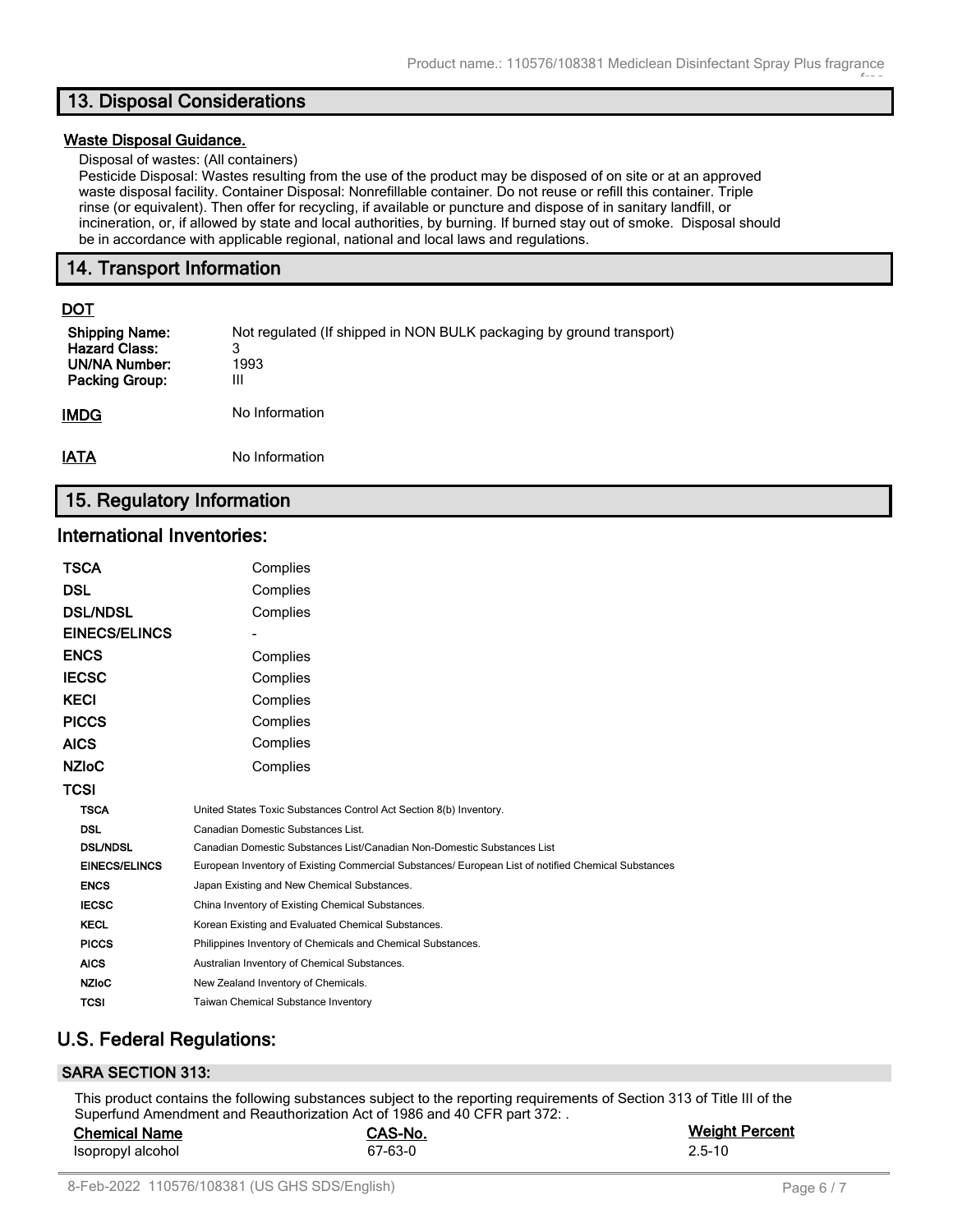## 13. Disposal Considerations

**Waste Disposal Guidance.**

Disposal of wastes: (All containers)
Pesticide Disposal: Wastes resulting from the use of the product may be disposed of on site or at an approved waste disposal facility. Container Disposal: Nonrefillable container. Do not reuse or refill this container. Triple rinse (or equivalent). Then offer for recycling, if available or puncture and dispose of in sanitary landfill, or incineration, or, if allowed by state and local authorities, by burning. If burned stay out of smoke. Disposal should be in accordance with applicable regional, national and local laws and regulations.

## 14. Transport Information

**DOT**

| | |
|---|---|
| **Shipping Name:** | Not regulated (If shipped in NON BULK packaging by ground transport) |
| **Hazard Class:** | 3 |
| **UN/NA Number:** | 1993 |
| **Packing Group:** | III |

**IMDG** No Information

**IATA** No Information

## 15. Regulatory Information

### International Inventories:

| | |
|---|---|
| **TSCA** | Complies |
| **DSL** | Complies |
| **DSL/NDSL** | Complies |
| **EINECS/ELINCS** | - |
| **ENCS** | Complies |
| **IECSC** | Complies |
| **KECI** | Complies |
| **PICCS** | Complies |
| **AICS** | Complies |
| **NZIoC** | Complies |
| **TCSI** | |

| | |
|---|---|
| **TSCA** | United States Toxic Substances Control Act Section 8(b) Inventory. |
| **DSL** | Canadian Domestic Substances List. |
| **DSL/NDSL** | Canadian Domestic Substances List/Canadian Non-Domestic Substances List |
| **EINECS/ELINCS** | European Inventory of Existing Commercial Substances/ European List of notified Chemical Substances |
| **ENCS** | Japan Existing and New Chemical Substances. |
| **IECSC** | China Inventory of Existing Chemical Substances. |
| **KECL** | Korean Existing and Evaluated Chemical Substances. |
| **PICCS** | Philippines Inventory of Chemicals and Chemical Substances. |
| **AICS** | Australian Inventory of Chemical Substances. |
| **NZIoC** | New Zealand Inventory of Chemicals. |
| **TCSI** | Taiwan Chemical Substance Inventory |

## U.S. Federal Regulations:

### SARA SECTION 313:

This product contains the following substances subject to the reporting requirements of Section 313 of Title III of the Superfund Amendment and Reauthorization Act of 1986 and 40 CFR part 372: .

| Chemical Name | CAS-No. | Weight Percent |
|---|---|---|
| Isopropyl alcohol | 67-63-0 | 2.5-10 |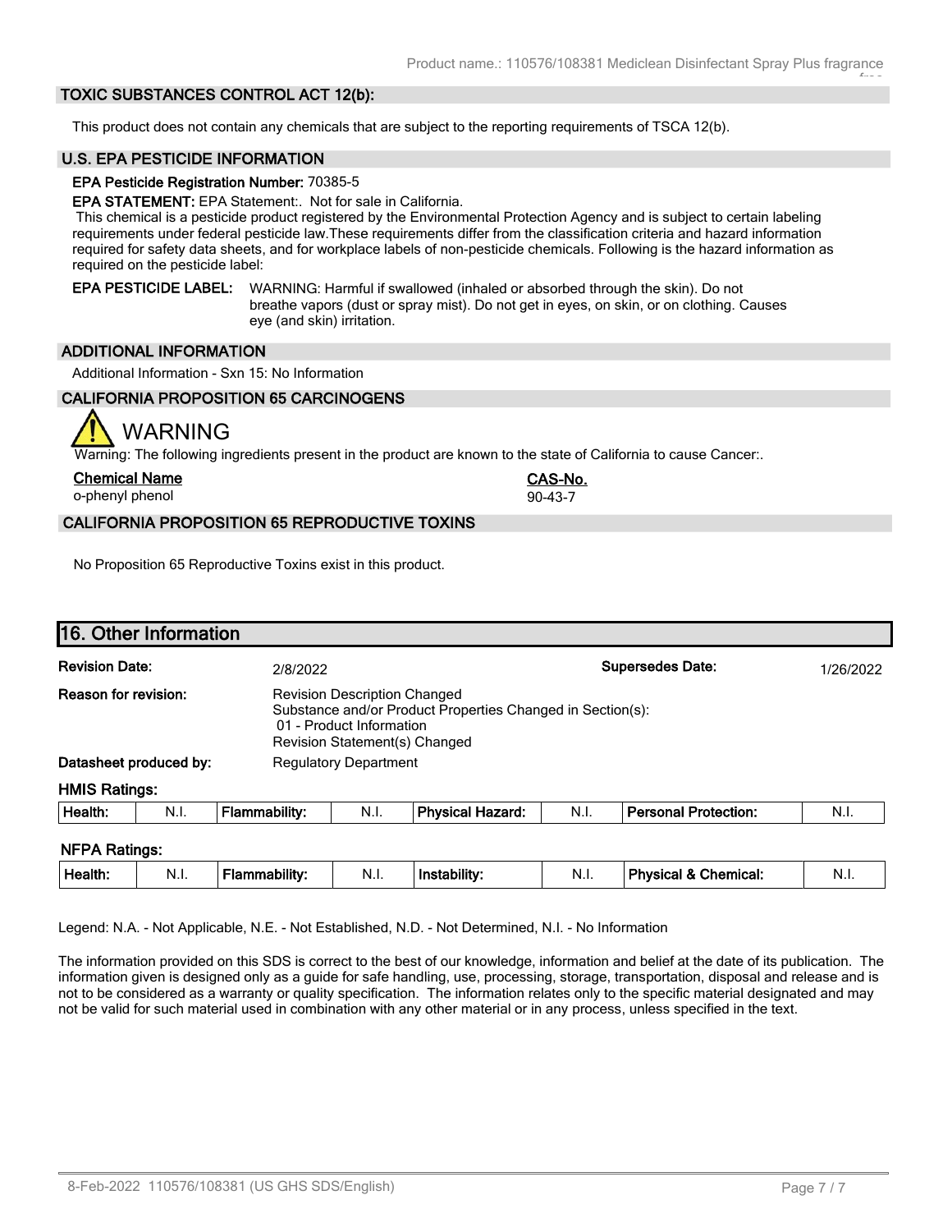## TOXIC SUBSTANCES CONTROL ACT 12(b):

This product does not contain any chemicals that are subject to the reporting requirements of TSCA 12(b).

## U.S. EPA PESTICIDE INFORMATION

**EPA Pesticide Registration Number:** 70385-5

**EPA STATEMENT:** EPA Statement:. Not for sale in California.
This chemical is a pesticide product registered by the Environmental Protection Agency and is subject to certain labeling requirements under federal pesticide law.These requirements differ from the classification criteria and hazard information required for safety data sheets, and for workplace labels of non-pesticide chemicals. Following is the hazard information as required on the pesticide label:

**EPA PESTICIDE LABEL:** WARNING: Harmful if swallowed (inhaled or absorbed through the skin). Do not breathe vapors (dust or spray mist). Do not get in eyes, on skin, or on clothing. Causes eye (and skin) irritation.

## ADDITIONAL INFORMATION

Additional Information - Sxn 15: No Information

## CALIFORNIA PROPOSITION 65 CARCINOGENS

WARNING

Warning: The following ingredients present in the product are known to the state of California to cause Cancer:.

| Chemical Name | CAS-No. |
|---|---|
| o-phenyl phenol | 90-43-7 |

## CALIFORNIA PROPOSITION 65 REPRODUCTIVE TOXINS

No Proposition 65 Reproductive Toxins exist in this product.

# 16. Other Information

**Revision Date:** 2/8/2022 **Supersedes Date:** 1/26/2022

**Reason for revision:** Revision Description Changed
Substance and/or Product Properties Changed in Section(s):
01 - Product Information
Revision Statement(s) Changed

**Datasheet produced by:** Regulatory Department

**HMIS Ratings:**

| | | | | | | | |
|---|---|---|---|---|---|---|---|
| **Health:** | N.I. | **Flammability:** | N.I. | **Physical Hazard:** | N.I. | **Personal Protection:** | N.I. |

**NFPA Ratings:**

| | | | | | | | |
|---|---|---|---|---|---|---|---|
| **Health:** | N.I. | **Flammability:** | N.I. | **Instability:** | N.I. | **Physical & Chemical:** | N.I. |

Legend: N.A. - Not Applicable, N.E. - Not Established, N.D. - Not Determined, N.I. - No Information

The information provided on this SDS is correct to the best of our knowledge, information and belief at the date of its publication. The information given is designed only as a guide for safe handling, use, processing, storage, transportation, disposal and release and is not to be considered as a warranty or quality specification. The information relates only to the specific material designated and may not be valid for such material used in combination with any other material or in any process, unless specified in the text.